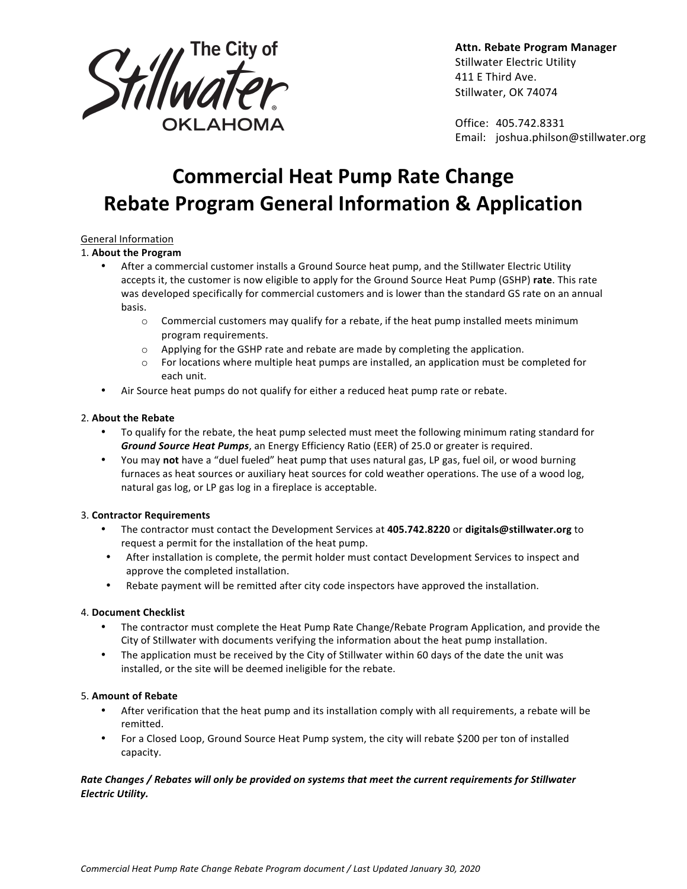The City of Stillwater OKLAHOMA

**Attn. Rebate Program Manager**
Stillwater Electric Utility
411 E Third Ave.
Stillwater, OK 74074

Office: 405.742.8331
Email: joshua.philson@stillwater.org

# Commercial Heat Pump Rate Change Rebate Program General Information & Application

General Information

1. **About the Program**
   - After a commercial customer installs a Ground Source heat pump, and the Stillwater Electric Utility accepts it, the customer is now eligible to apply for the Ground Source Heat Pump (GSHP) **rate**. This rate was developed specifically for commercial customers and is lower than the standard GS rate on an annual basis.
     - Commercial customers may qualify for a rebate, if the heat pump installed meets minimum program requirements.
     - Applying for the GSHP rate and rebate are made by completing the application.
     - For locations where multiple heat pumps are installed, an application must be completed for each unit.
   - Air Source heat pumps do not qualify for either a reduced heat pump rate or rebate.

2. **About the Rebate**
   - To qualify for the rebate, the heat pump selected must meet the following minimum rating standard for ***Ground Source Heat Pumps***, an Energy Efficiency Ratio (EER) of 25.0 or greater is required.
   - You may **not** have a "duel fueled" heat pump that uses natural gas, LP gas, fuel oil, or wood burning furnaces as heat sources or auxiliary heat sources for cold weather operations. The use of a wood log, natural gas log, or LP gas log in a fireplace is acceptable.

3. **Contractor Requirements**
   - The contractor must contact the Development Services at **405.742.8220** or **digitals@stillwater.org** to request a permit for the installation of the heat pump.
   - After installation is complete, the permit holder must contact Development Services to inspect and approve the completed installation.
   - Rebate payment will be remitted after city code inspectors have approved the installation.

4. **Document Checklist**
   - The contractor must complete the Heat Pump Rate Change/Rebate Program Application, and provide the City of Stillwater with documents verifying the information about the heat pump installation.
   - The application must be received by the City of Stillwater within 60 days of the date the unit was installed, or the site will be deemed ineligible for the rebate.

5. **Amount of Rebate**
   - After verification that the heat pump and its installation comply with all requirements, a rebate will be remitted.
   - For a Closed Loop, Ground Source Heat Pump system, the city will rebate $200 per ton of installed capacity.

***Rate Changes / Rebates will only be provided on systems that meet the current requirements for Stillwater Electric Utility.***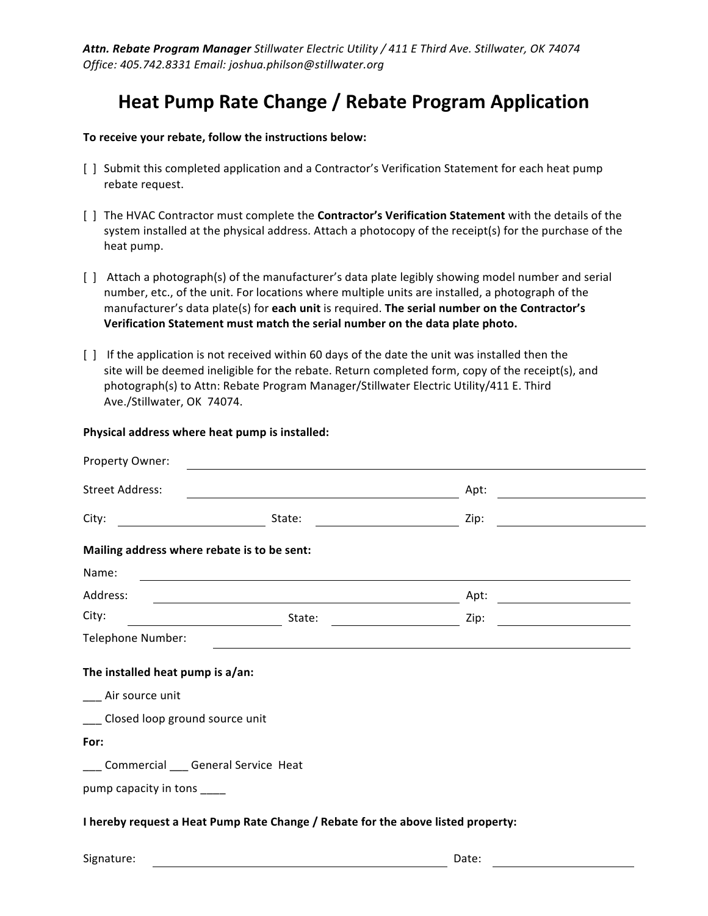*Attn. Rebate Program Manager* *Stillwater Electric Utility / 411 E Third Ave. Stillwater, OK 74074*
*Office: 405.742.8331 Email: joshua.philson@stillwater.org*

# Heat Pump Rate Change / Rebate Program Application

**To receive your rebate, follow the instructions below:**

[ ] Submit this completed application and a Contractor's Verification Statement for each heat pump rebate request.

[ ] The HVAC Contractor must complete the **Contractor's Verification Statement** with the details of the system installed at the physical address. Attach a photocopy of the receipt(s) for the purchase of the heat pump.

[ ] Attach a photograph(s) of the manufacturer's data plate legibly showing model number and serial number, etc., of the unit. For locations where multiple units are installed, a photograph of the manufacturer's data plate(s) for **each unit** is required. **The serial number on the Contractor's Verification Statement must match the serial number on the data plate photo.**

[ ] If the application is not received within 60 days of the date the unit was installed then the site will be deemed ineligible for the rebate. Return completed form, copy of the receipt(s), and photograph(s) to Attn: Rebate Program Manager/Stillwater Electric Utility/411 E. Third Ave./Stillwater, OK 74074.

**Physical address where heat pump is installed:**

Property Owner: ______________________________

Street Address: ______________________ Apt: __________

City: ______________ State: ______________ Zip: __________

**Mailing address where rebate is to be sent:**

Name: ______________________________

Address: ______________________ Apt: __________

City: ______________ State: ______________ Zip: __________

Telephone Number: ______________________________

**The installed heat pump is a/an:**

___ Air source unit

___ Closed loop ground source unit

**For:**

___ Commercial ___ General Service Heat

pump capacity in tons ____

**I hereby request a Heat Pump Rate Change / Rebate for the above listed property:**

Signature: ______________________ Date: __________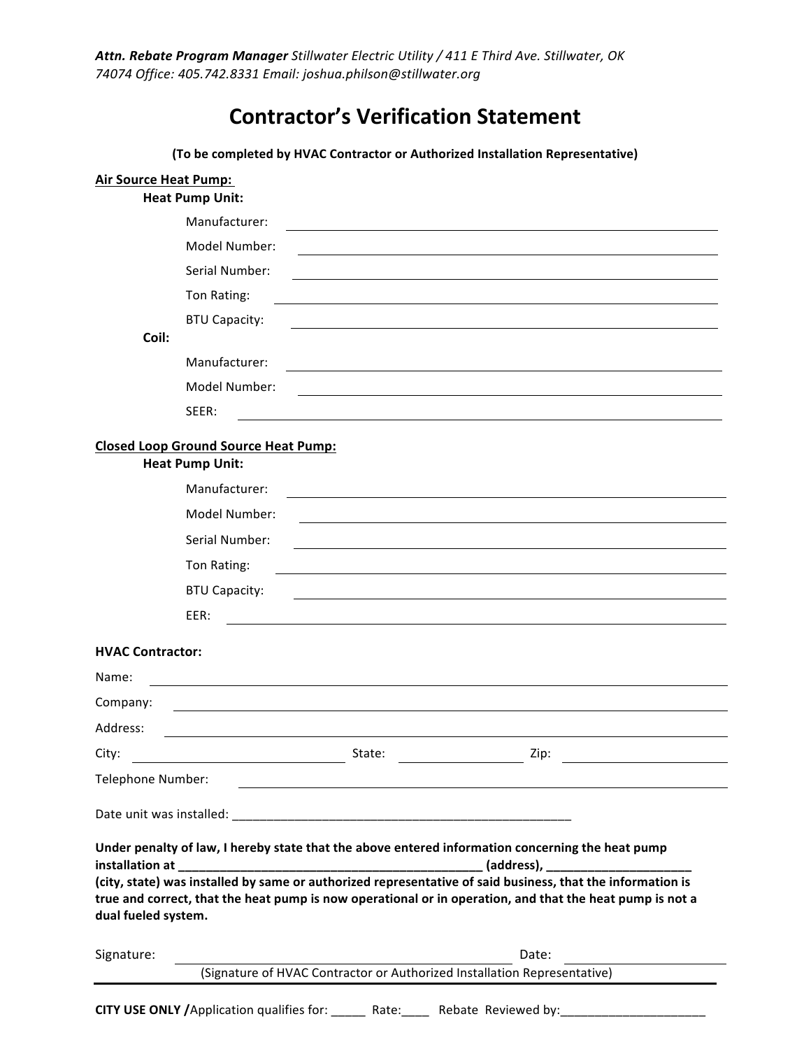***Attn. Rebate Program Manager** Stillwater Electric Utility / 411 E Third Ave. Stillwater, OK 74074 Office: 405.742.8331 Email: joshua.philson@stillwater.org*

# Contractor's Verification Statement

**(To be completed by HVAC Contractor or Authorized Installation Representative)**

**Air Source Heat Pump:**

**Heat Pump Unit:**

Manufacturer: ______________________________

Model Number: ______________________________

Serial Number: ______________________________

Ton Rating: ______________________________

BTU Capacity: ______________________________

**Coil:**

Manufacturer: ______________________________

Model Number: ______________________________

SEER: ______________________________

**Closed Loop Ground Source Heat Pump:**

**Heat Pump Unit:**

Manufacturer: ______________________________

Model Number: ______________________________

Serial Number: ______________________________

Ton Rating: ______________________________

BTU Capacity: ______________________________

EER: ______________________________

**HVAC Contractor:**

Name: ______________________________

Company: ______________________________

Address: ______________________________

City: ____________________ State: ____________ Zip: ____________

Telephone Number: ______________________________

Date unit was installed: ___________________________________________________

**Under penalty of law, I hereby state that the above entered information concerning the heat pump installation at ____________________________________________ (address), _____________________ (city, state) was installed by same or authorized representative of said business, that the information is true and correct, that the heat pump is now operational or in operation, and that the heat pump is not a dual fueled system.**

Signature: ______________________________ Date: ______________

(Signature of HVAC Contractor or Authorized Installation Representative)

---

**CITY USE ONLY /** Application qualifies for: _____ Rate:____ Rebate Reviewed by:_____________________